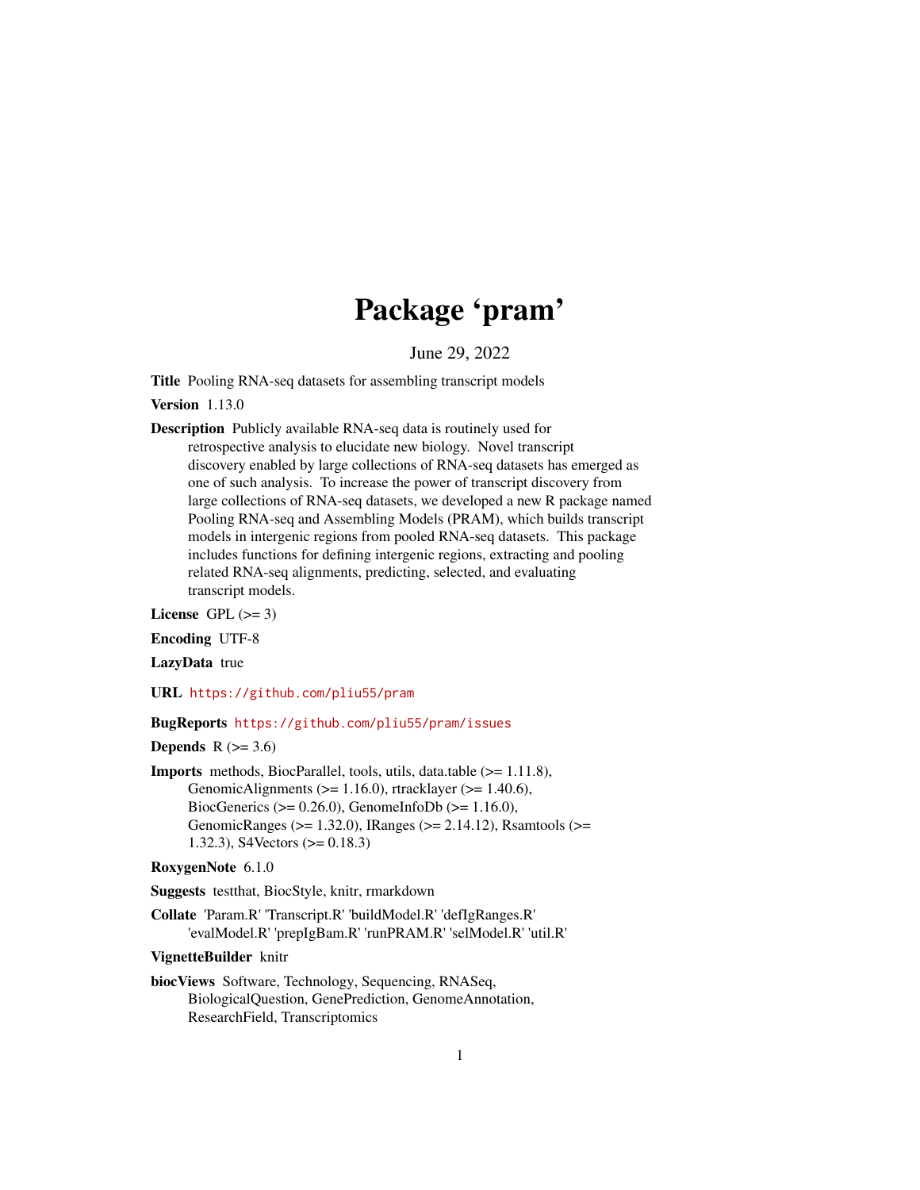# Package 'pram'

June 29, 2022

**Title** Pooling RNA-seq datasets for assembling transcript models

**Version** 1.13.0

**Description** Publicly available RNA-seq data is routinely used for retrospective analysis to elucidate new biology. Novel transcript discovery enabled by large collections of RNA-seq datasets has emerged as one of such analysis. To increase the power of transcript discovery from large collections of RNA-seq datasets, we developed a new R package named Pooling RNA-seq and Assembling Models (PRAM), which builds transcript models in intergenic regions from pooled RNA-seq datasets. This package includes functions for defining intergenic regions, extracting and pooling related RNA-seq alignments, predicting, selected, and evaluating transcript models.

**License** GPL (>= 3)

**Encoding** UTF-8

**LazyData** true

**URL** https://github.com/pliu55/pram

**BugReports** https://github.com/pliu55/pram/issues

**Depends** R (>= 3.6)

**Imports** methods, BiocParallel, tools, utils, data.table (>= 1.11.8), GenomicAlignments (>= 1.16.0), rtracklayer (>= 1.40.6), BiocGenerics (>= 0.26.0), GenomeInfoDb (>= 1.16.0), GenomicRanges (>= 1.32.0), IRanges (>= 2.14.12), Rsamtools (>= 1.32.3), S4Vectors (>= 0.18.3)

**RoxygenNote** 6.1.0

**Suggests** testthat, BiocStyle, knitr, rmarkdown

**Collate** 'Param.R' 'Transcript.R' 'buildModel.R' 'defIgRanges.R' 'evalModel.R' 'prepIgBam.R' 'runPRAM.R' 'selModel.R' 'util.R'

**VignetteBuilder** knitr

**biocViews** Software, Technology, Sequencing, RNASeq, BiologicalQuestion, GenePrediction, GenomeAnnotation, ResearchField, Transcriptomics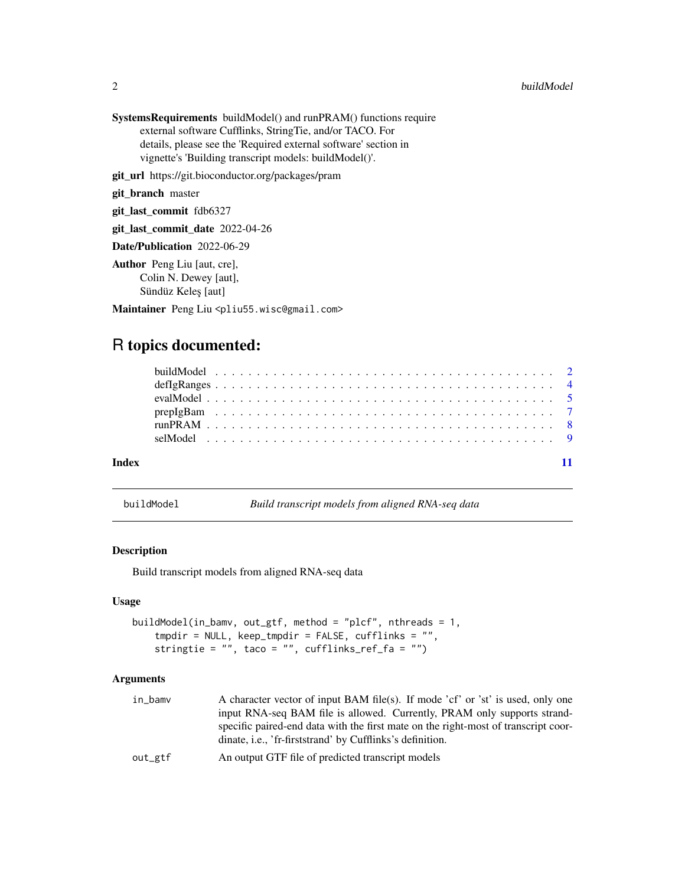**SystemsRequirements** buildModel() and runPRAM() functions require external software Cufflinks, StringTie, and/or TACO. For details, please see the 'Required external software' section in vignette's 'Building transcript models: buildModel()'.

**git_url** https://git.bioconductor.org/packages/pram

**git_branch** master

**git_last_commit** fdb6327

**git_last_commit_date** 2022-04-26

**Date/Publication** 2022-06-29

**Author** Peng Liu [aut, cre], Colin N. Dewey [aut], Sündüz Keleş [aut]

**Maintainer** Peng Liu <pliu55.wisc@gmail.com>

# R topics documented:

- buildModel . . . . . . . . . . . . . . . . . . . . . . . . . . . . . . . . . . . . . 2
- defIgRanges . . . . . . . . . . . . . . . . . . . . . . . . . . . . . . . . . . . . . 4
- evalModel . . . . . . . . . . . . . . . . . . . . . . . . . . . . . . . . . . . . . 5
- prepIgBam . . . . . . . . . . . . . . . . . . . . . . . . . . . . . . . . . . . . . 7
- runPRAM . . . . . . . . . . . . . . . . . . . . . . . . . . . . . . . . . . . . . 8
- selModel . . . . . . . . . . . . . . . . . . . . . . . . . . . . . . . . . . . . . 9

**Index** 11

---

## buildModel — *Build transcript models from aligned RNA-seq data*

### Description

Build transcript models from aligned RNA-seq data

### Usage

```
buildModel(in_bamv, out_gtf, method = "plcf", nthreads = 1,
    tmpdir = NULL, keep_tmpdir = FALSE, cufflinks = "",
    stringtie = "", taco = "", cufflinks_ref_fa = "")
```

### Arguments

| | |
|---|---|
| `in_bamv` | A character vector of input BAM file(s). If mode 'cf' or 'st' is used, only one input RNA-seq BAM file is allowed. Currently, PRAM only supports strand-specific paired-end data with the first mate on the right-most of transcript coordinate, i.e., 'fr-firststrand' by Cufflinks's definition. |
| `out_gtf` | An output GTF file of predicted transcript models |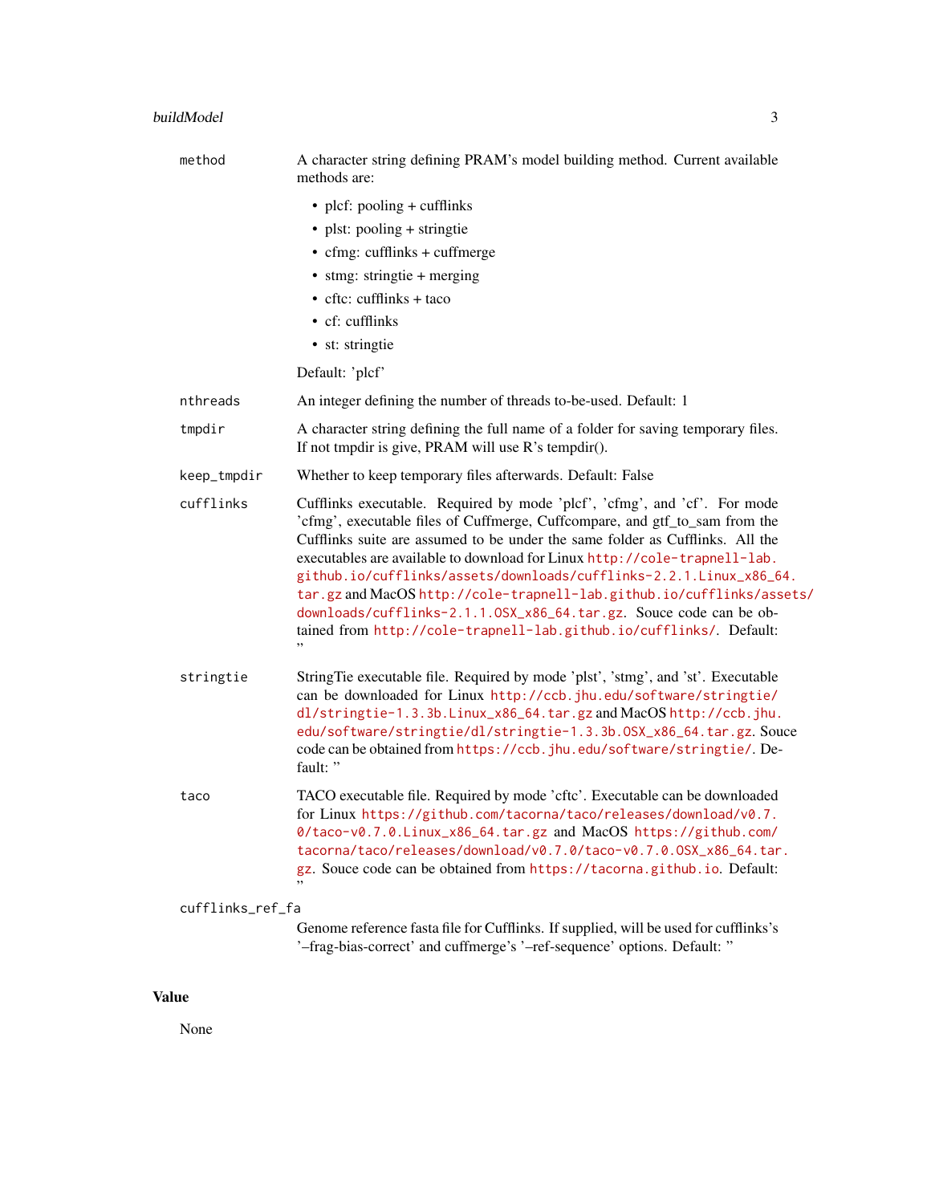| | |
|---|---|
| `method` | A character string defining PRAM's model building method. Current available methods are:<br>• plcf: pooling + cufflinks<br>• plst: pooling + stringtie<br>• cfmg: cufflinks + cuffmerge<br>• stmg: stringtie + merging<br>• cftc: cufflinks + taco<br>• cf: cufflinks<br>• st: stringtie<br><br>Default: 'plcf' |
| `nthreads` | An integer defining the number of threads to-be-used. Default: 1 |
| `tmpdir` | A character string defining the full name of a folder for saving temporary files. If not tmpdir is give, PRAM will use R's tempdir(). |
| `keep_tmpdir` | Whether to keep temporary files afterwards. Default: False |
| `cufflinks` | Cufflinks executable. Required by mode 'plcf', 'cfmg', and 'cf'. For mode 'cfmg', executable files of Cuffmerge, Cuffcompare, and gtf_to_sam from the Cufflinks suite are assumed to be under the same folder as Cufflinks. All the executables are available to download for Linux http://cole-trapnell-lab.github.io/cufflinks/assets/downloads/cufflinks-2.2.1.Linux_x86_64.tar.gz and MacOS http://cole-trapnell-lab.github.io/cufflinks/assets/downloads/cufflinks-2.1.1.OSX_x86_64.tar.gz. Souce code can be obtained from http://cole-trapnell-lab.github.io/cufflinks/. Default: '' |
| `stringtie` | StringTie executable file. Required by mode 'plst', 'stmg', and 'st'. Executable can be downloaded for Linux http://ccb.jhu.edu/software/stringtie/dl/stringtie-1.3.3b.Linux_x86_64.tar.gz and MacOS http://ccb.jhu.edu/software/stringtie/dl/stringtie-1.3.3b.OSX_x86_64.tar.gz. Souce code can be obtained from https://ccb.jhu.edu/software/stringtie/. Default: '' |
| `taco` | TACO executable file. Required by mode 'cftc'. Executable can be downloaded for Linux https://github.com/tacorna/taco/releases/download/v0.7.0/taco-v0.7.0.Linux_x86_64.tar.gz and MacOS https://github.com/tacorna/taco/releases/download/v0.7.0/taco-v0.7.0.OSX_x86_64.tar.gz. Souce code can be obtained from https://tacorna.github.io. Default: '' |
| `cufflinks_ref_fa` | Genome reference fasta file for Cufflinks. If supplied, will be used for cufflinks's '–frag-bias-correct' and cuffmerge's '–ref-sequence' options. Default: '' |

## Value

None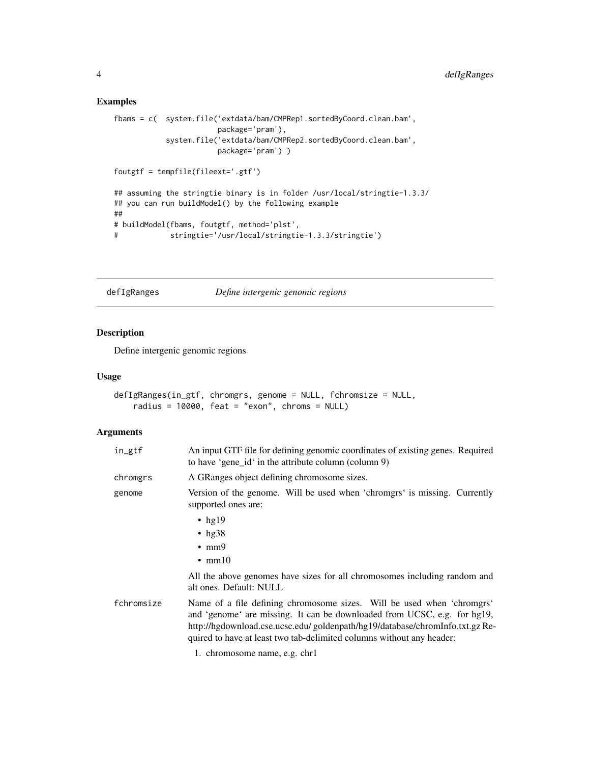## Examples

```
fbams = c(  system.file('extdata/bam/CMPRep1.sortedByCoord.clean.bam',
                        package='pram'),
            system.file('extdata/bam/CMPRep2.sortedByCoord.clean.bam',
                        package='pram') )

foutgtf = tempfile(fileext='.gtf')

## assuming the stringtie binary is in folder /usr/local/stringtie-1.3.3/
## you can run buildModel() by the following example
##
# buildModel(fbams, foutgtf, method='plst',
#            stringtie='/usr/local/stringtie-1.3.3/stringtie')
```

---

# defIgRanges *Define intergenic genomic regions*

## Description

Define intergenic genomic regions

## Usage

```
defIgRanges(in_gtf, chromgrs, genome = NULL, fchromsize = NULL,
    radius = 10000, feat = "exon", chroms = NULL)
```

## Arguments

| | |
|---|---|
| in_gtf | An input GTF file for defining genomic coordinates of existing genes. Required to have 'gene_id' in the attribute column (column 9) |
| chromgrs | A GRanges object defining chromosome sizes. |
| genome | Version of the genome. Will be used when 'chromgrs' is missing. Currently supported ones are:<br>• hg19<br>• hg38<br>• mm9<br>• mm10<br><br>All the above genomes have sizes for all chromosomes including random and alt ones. Default: NULL |
| fchromsize | Name of a file defining chromosome sizes. Will be used when 'chromgrs' and 'genome' are missing. It can be downloaded from UCSC, e.g. for hg19, http://hgdownload.cse.ucsc.edu/ goldenpath/hg19/database/chromInfo.txt.gz Required to have at least two tab-delimited columns without any header:<br>1. chromosome name, e.g. chr1 |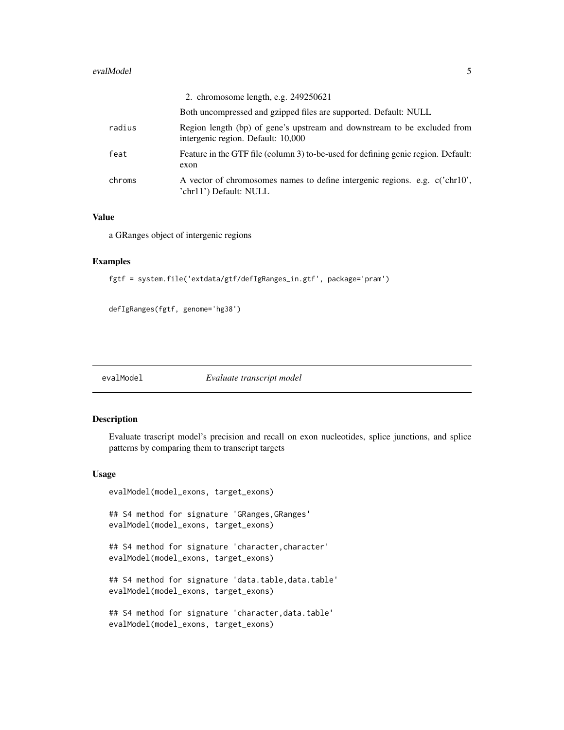2. chromosome length, e.g. 249250621

Both uncompressed and gzipped files are supported. Default: NULL

| | |
|---|---|
| radius | Region length (bp) of gene's upstream and downstream to be excluded from intergenic region. Default: 10,000 |
| feat | Feature in the GTF file (column 3) to-be-used for defining genic region. Default: exon |
| chroms | A vector of chromosomes names to define intergenic regions. e.g. c('chr10', 'chr11') Default: NULL |

### Value

a GRanges object of intergenic regions

### Examples

```
fgtf = system.file('extdata/gtf/defIgRanges_in.gtf', package='pram')

defIgRanges(fgtf, genome='hg38')
```

---

## evalModel *Evaluate transcript model*

### Description

Evaluate trascript model's precision and recall on exon nucleotides, splice junctions, and splice patterns by comparing them to transcript targets

### Usage

```
evalModel(model_exons, target_exons)

## S4 method for signature 'GRanges,GRanges'
evalModel(model_exons, target_exons)

## S4 method for signature 'character,character'
evalModel(model_exons, target_exons)

## S4 method for signature 'data.table,data.table'
evalModel(model_exons, target_exons)

## S4 method for signature 'character,data.table'
evalModel(model_exons, target_exons)
```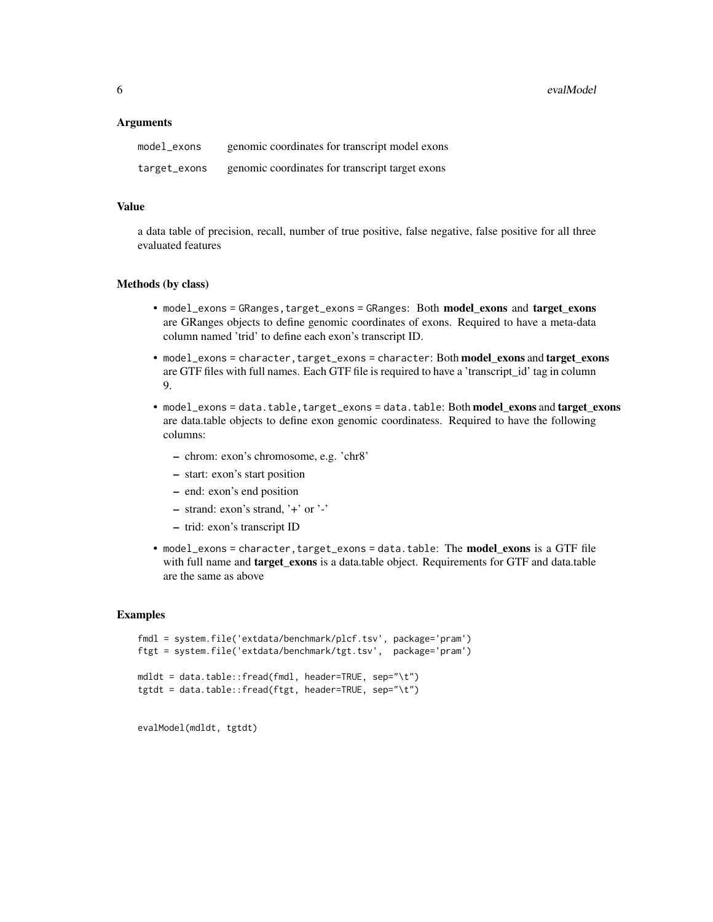### Arguments

| | |
|---|---|
| `model_exons` | genomic coordinates for transcript model exons |
| `target_exons` | genomic coordinates for transcript target exons |

### Value

a data table of precision, recall, number of true positive, false negative, false positive for all three evaluated features

### Methods (by class)

- `model_exons = GRanges,target_exons = GRanges`: Both **model_exons** and **target_exons** are GRanges objects to define genomic coordinates of exons. Required to have a meta-data column named 'trid' to define each exon's transcript ID.
- `model_exons = character,target_exons = character`: Both **model_exons** and **target_exons** are GTF files with full names. Each GTF file is required to have a 'transcript_id' tag in column 9.
- `model_exons = data.table,target_exons = data.table`: Both **model_exons** and **target_exons** are data.table objects to define exon genomic coordinatess. Required to have the following columns:
  - chrom: exon's chromosome, e.g. 'chr8'
  - start: exon's start position
  - end: exon's end position
  - strand: exon's strand, '+' or '-'
  - trid: exon's transcript ID
- `model_exons = character,target_exons = data.table`: The **model_exons** is a GTF file with full name and **target_exons** is a data.table object. Requirements for GTF and data.table are the same as above

### Examples

```
fmdl = system.file('extdata/benchmark/plcf.tsv', package='pram')
ftgt = system.file('extdata/benchmark/tgt.tsv',  package='pram')

mdldt = data.table::fread(fmdl, header=TRUE, sep="\t")
tgtdt = data.table::fread(ftgt, header=TRUE, sep="\t")


evalModel(mdldt, tgtdt)
```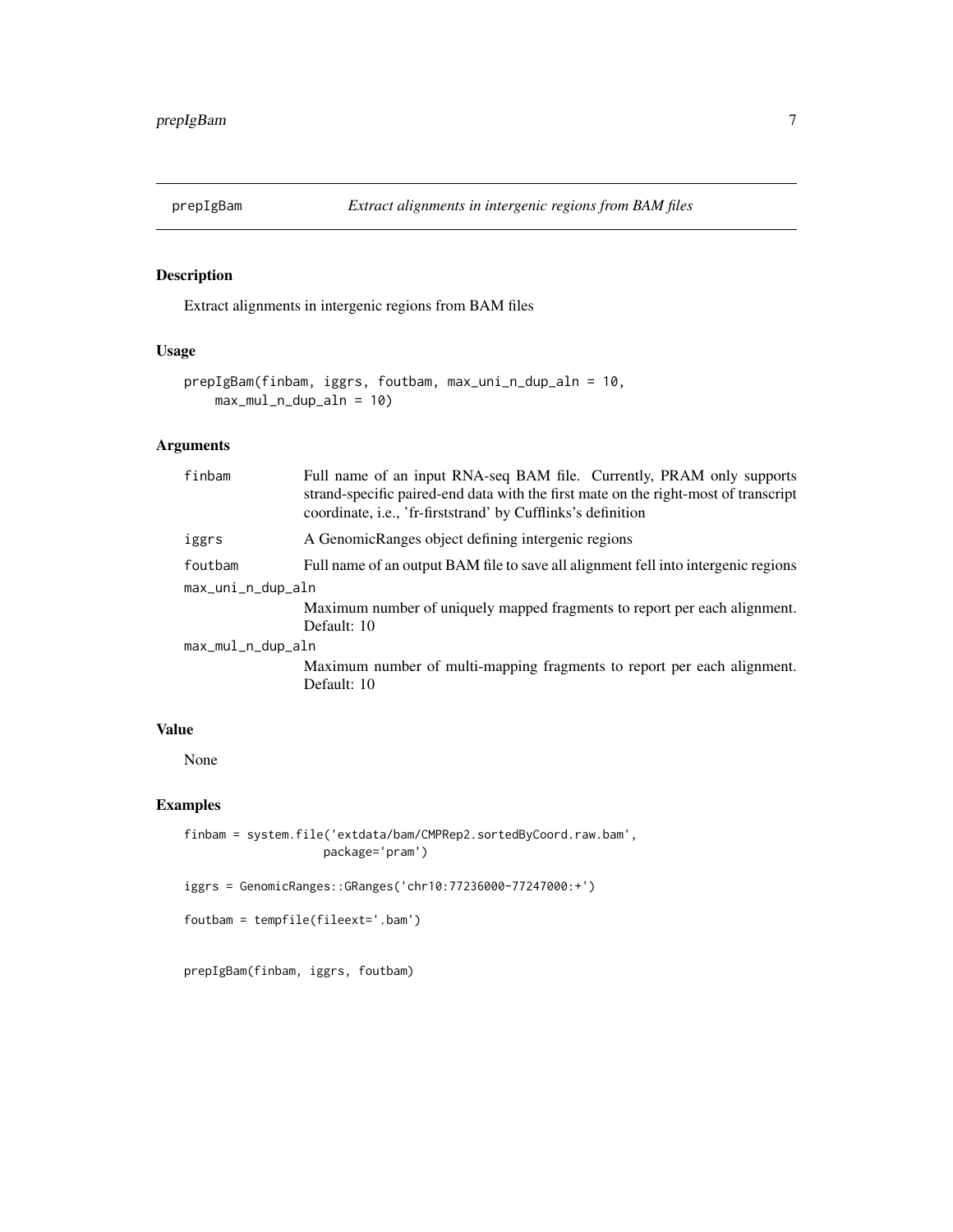# prepIgBam *Extract alignments in intergenic regions from BAM files*

## Description

Extract alignments in intergenic regions from BAM files

## Usage

```
prepIgBam(finbam, iggrs, foutbam, max_uni_n_dup_aln = 10,
    max_mul_n_dup_aln = 10)
```

## Arguments

| | |
|---|---|
| `finbam` | Full name of an input RNA-seq BAM file. Currently, PRAM only supports strand-specific paired-end data with the first mate on the right-most of transcript coordinate, i.e., 'fr-firststrand' by Cufflinks's definition |
| `iggrs` | A GenomicRanges object defining intergenic regions |
| `foutbam` | Full name of an output BAM file to save all alignment fell into intergenic regions |
| `max_uni_n_dup_aln` | Maximum number of uniquely mapped fragments to report per each alignment. Default: 10 |
| `max_mul_n_dup_aln` | Maximum number of multi-mapping fragments to report per each alignment. Default: 10 |

## Value

None

## Examples

```
finbam = system.file('extdata/bam/CMPRep2.sortedByCoord.raw.bam',
                     package='pram')

iggrs = GenomicRanges::GRanges('chr10:77236000-77247000:+')

foutbam = tempfile(fileext='.bam')


prepIgBam(finbam, iggrs, foutbam)
```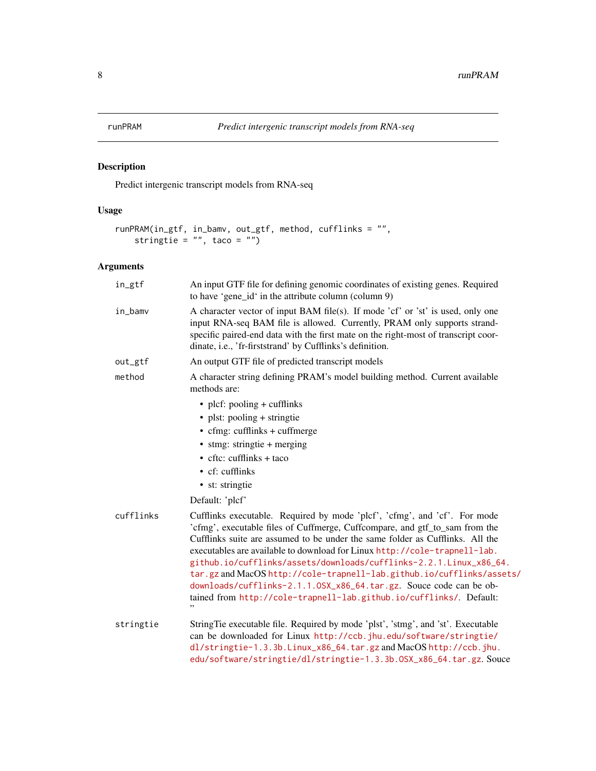# runPRAM — Predict intergenic transcript models from RNA-seq

## Description

Predict intergenic transcript models from RNA-seq

## Usage

```
runPRAM(in_gtf, in_bamv, out_gtf, method, cufflinks = "",
    stringtie = "", taco = "")
```

## Arguments

**in_gtf**
An input GTF file for defining genomic coordinates of existing genes. Required to have 'gene_id' in the attribute column (column 9)

**in_bamv**
A character vector of input BAM file(s). If mode 'cf' or 'st' is used, only one input RNA-seq BAM file is allowed. Currently, PRAM only supports strand-specific paired-end data with the first mate on the right-most of transcript coordinate, i.e., 'fr-firststrand' by Cufflinks's definition.

**out_gtf**
An output GTF file of predicted transcript models

**method**
A character string defining PRAM's model building method. Current available methods are:

- plcf: pooling + cufflinks
- plst: pooling + stringtie
- cfmg: cufflinks + cuffmerge
- stmg: stringtie + merging
- cftc: cufflinks + taco
- cf: cufflinks
- st: stringtie

Default: 'plcf'

**cufflinks**
Cufflinks executable. Required by mode 'plcf', 'cfmg', and 'cf'. For mode 'cfmg', executable files of Cuffmerge, Cuffcompare, and gtf_to_sam from the Cufflinks suite are assumed to be under the same folder as Cufflinks. All the executables are available to download for Linux http://cole-trapnell-lab.github.io/cufflinks/assets/downloads/cufflinks-2.2.1.Linux_x86_64.tar.gz and MacOS http://cole-trapnell-lab.github.io/cufflinks/assets/downloads/cufflinks-2.1.1.OSX_x86_64.tar.gz. Souce code can be obtained from http://cole-trapnell-lab.github.io/cufflinks/. Default: ''

**stringtie**
StringTie executable file. Required by mode 'plst', 'stmg', and 'st'. Executable can be downloaded for Linux http://ccb.jhu.edu/software/stringtie/dl/stringtie-1.3.3b.Linux_x86_64.tar.gz and MacOS http://ccb.jhu.edu/software/stringtie/dl/stringtie-1.3.3b.OSX_x86_64.tar.gz. Souce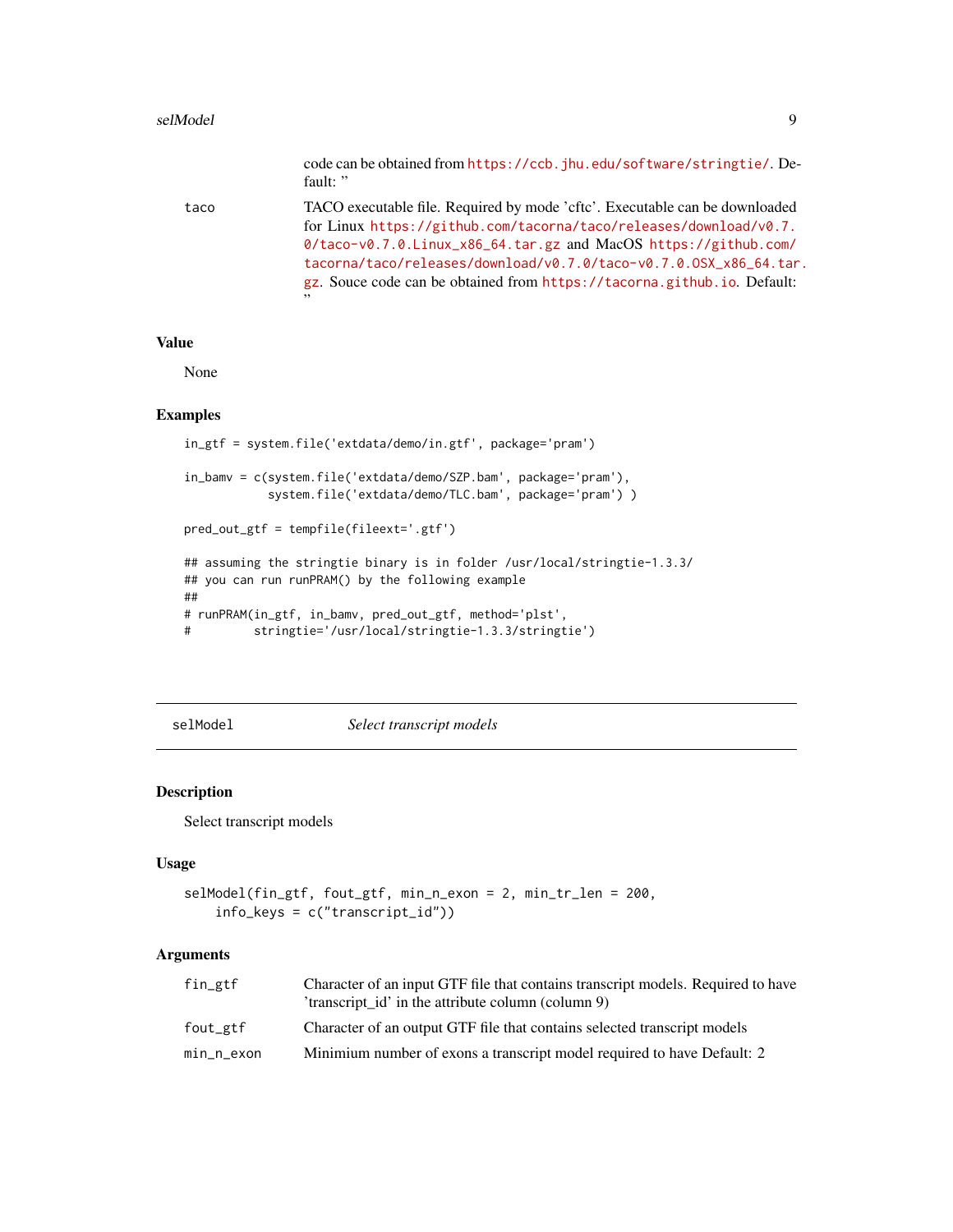| | |
|---|---|
| | code can be obtained from https://ccb.jhu.edu/software/stringtie/. Default: '' |
| taco | TACO executable file. Required by mode 'cftc'. Executable can be downloaded for Linux https://github.com/tacorna/taco/releases/download/v0.7.0/taco-v0.7.0.Linux_x86_64.tar.gz and MacOS https://github.com/tacorna/taco/releases/download/v0.7.0/taco-v0.7.0.OSX_x86_64.tar.gz. Souce code can be obtained from https://tacorna.github.io. Default: '' |

## Value

None

## Examples

```
in_gtf = system.file('extdata/demo/in.gtf', package='pram')

in_bamv = c(system.file('extdata/demo/SZP.bam', package='pram'),
            system.file('extdata/demo/TLC.bam', package='pram') )

pred_out_gtf = tempfile(fileext='.gtf')

## assuming the stringtie binary is in folder /usr/local/stringtie-1.3.3/
## you can run runPRAM() by the following example
##
# runPRAM(in_gtf, in_bamv, pred_out_gtf, method='plst',
#         stringtie='/usr/local/stringtie-1.3.3/stringtie')
```

---

# selModel — *Select transcript models*

## Description

Select transcript models

## Usage

```
selModel(fin_gtf, fout_gtf, min_n_exon = 2, min_tr_len = 200,
    info_keys = c("transcript_id"))
```

## Arguments

| | |
|---|---|
| fin_gtf | Character of an input GTF file that contains transcript models. Required to have 'transcript_id' in the attribute column (column 9) |
| fout_gtf | Character of an output GTF file that contains selected transcript models |
| min_n_exon | Minimium number of exons a transcript model required to have Default: 2 |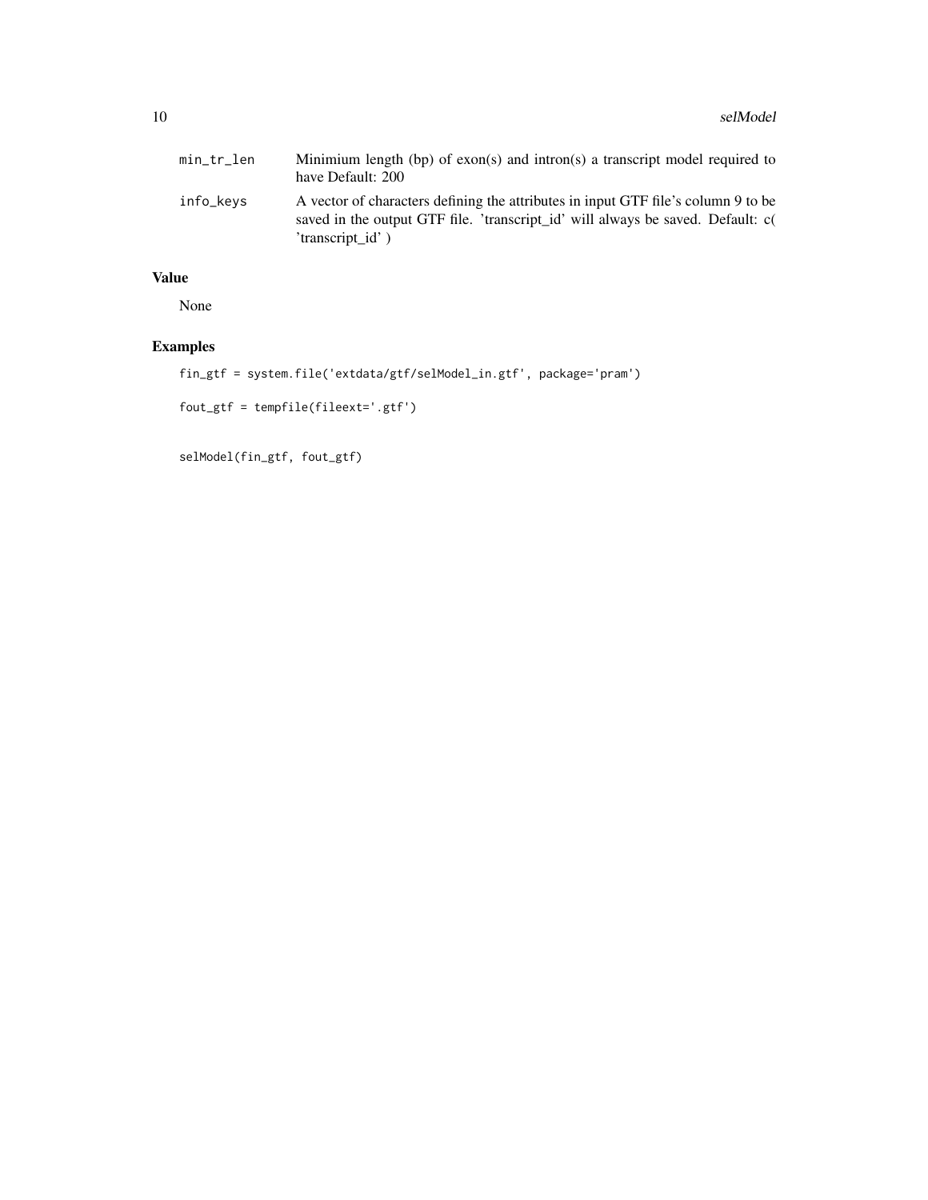| | |
|---|---|
| min_tr_len | Minimium length (bp) of exon(s) and intron(s) a transcript model required to have Default: 200 |
| info_keys | A vector of characters defining the attributes in input GTF file's column 9 to be saved in the output GTF file. 'transcript_id' will always be saved. Default: c( 'transcript_id' ) |

## Value

None

## Examples

```
fin_gtf = system.file('extdata/gtf/selModel_in.gtf', package='pram')

fout_gtf = tempfile(fileext='.gtf')


selModel(fin_gtf, fout_gtf)
```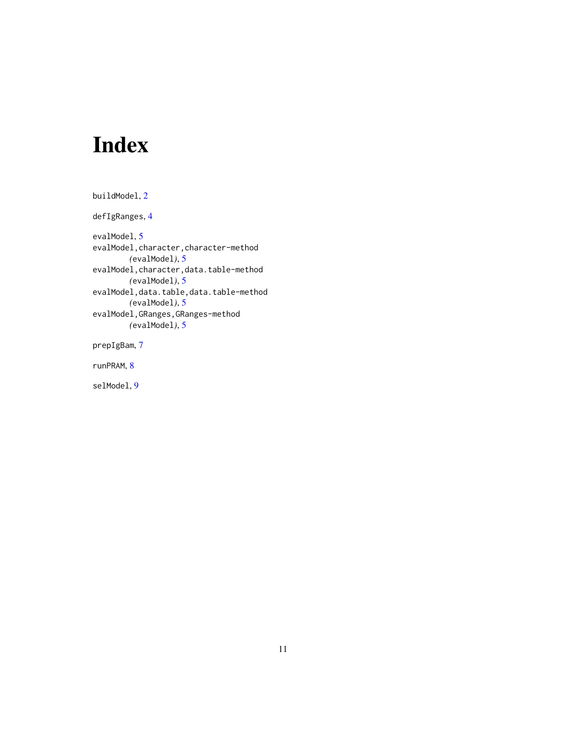# Index

buildModel, 2

defIgRanges, 4

evalModel, 5
evalModel,character,character-method (evalModel), 5
evalModel,character,data.table-method (evalModel), 5
evalModel,data.table,data.table-method (evalModel), 5
evalModel,GRanges,GRanges-method (evalModel), 5

prepIgBam, 7

runPRAM, 8

selModel, 9